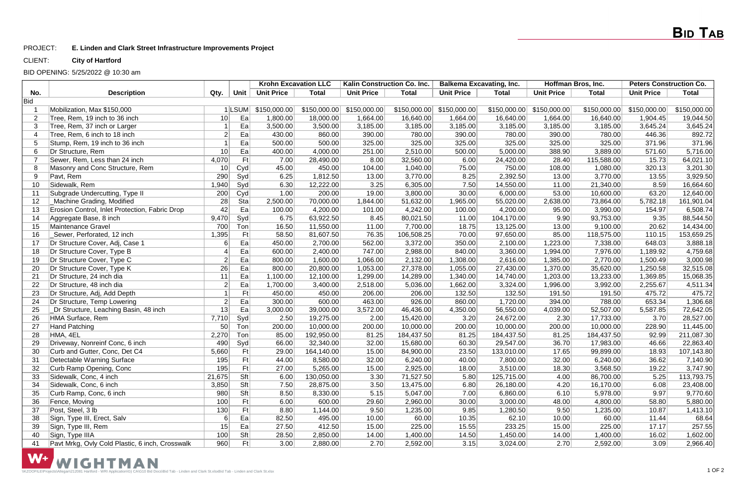# Bid Tab

PROJECT: **E. Linden and Clark Street Infrastructure Improvements Project**

CLIENT: **City of Hartford**

BID OPENING: 5/25/2022 @ 10:30 am

| No. | Description | Qty. | Unit | Krohn Excavation LLC | | Kalin Construction Co. Inc. | | Balkema Excavating, Inc. | | Hoffman Bros, Inc. | | Peters Construction Co. | |
|---|---|---|---|---|---|---|---|---|---|---|---|---|---|
| | | | | Unit Price | Total | Unit Price | Total | Unit Price | Total | Unit Price | Total | Unit Price | Total |
| Bid | | | | | | | | | | | | | |
| 1 | Mobilization, Max $150,000 | 1 | LSUM | $150,000.00 | $150,000.00 | $150,000.00 | $150,000.00 | $150,000.00 | $150,000.00 | $150,000.00 | $150,000.00 | $150,000.00 | $150,000.00 |
| 2 | Tree, Rem, 19 inch to 36 inch | 10 | Ea | 1,800.00 | 18,000.00 | 1,664.00 | 16,640.00 | 1,664.00 | 16,640.00 | 1,664.00 | 16,640.00 | 1,904.45 | 19,044.50 |
| 3 | Tree, Rem, 37 inch or Larger | 1 | Ea | 3,500.00 | 3,500.00 | 3,185.00 | 3,185.00 | 3,185.00 | 3,185.00 | 3,185.00 | 3,185.00 | 3,645.24 | 3,645.24 |
| 4 | Tree, Rem, 6 inch to 18 inch | 2 | Ea | 430.00 | 860.00 | 390.00 | 780.00 | 390.00 | 780.00 | 390.00 | 780.00 | 446.36 | 892.72 |
| 5 | Stump, Rem, 19 inch to 36 inch | 1 | Ea | 500.00 | 500.00 | 325.00 | 325.00 | 325.00 | 325.00 | 325.00 | 325.00 | 371.96 | 371.96 |
| 6 | Dr Structure, Rem | 10 | Ea | 400.00 | 4,000.00 | 251.00 | 2,510.00 | 500.00 | 5,000.00 | 388.90 | 3,889.00 | 571.60 | 5,716.00 |
| 7 | Sewer, Rem, Less than 24 inch | 4,070 | Ft | 7.00 | 28,490.00 | 8.00 | 32,560.00 | 6.00 | 24,420.00 | 28.40 | 115,588.00 | 15.73 | 64,021.10 |
| 8 | Masonry and Conc Structure, Rem | 10 | Cyd | 45.00 | 450.00 | 104.00 | 1,040.00 | 75.00 | 750.00 | 108.00 | 1,080.00 | 320.13 | 3,201.30 |
| 9 | Pavt, Rem | 290 | Syd | 6.25 | 1,812.50 | 13.00 | 3,770.00 | 8.25 | 2,392.50 | 13.00 | 3,770.00 | 13.55 | 3,929.50 |
| 10 | Sidewalk, Rem | 1,940 | Syd | 6.30 | 12,222.00 | 3.25 | 6,305.00 | 7.50 | 14,550.00 | 11.00 | 21,340.00 | 8.59 | 16,664.60 |
| 11 | Subgrade Undercutting, Type II | 200 | Cyd | 1.00 | 200.00 | 19.00 | 3,800.00 | 30.00 | 6,000.00 | 53.00 | 10,600.00 | 63.20 | 12,640.00 |
| 12 | _Machine Grading, Modified | 28 | Sta | 2,500.00 | 70,000.00 | 1,844.00 | 51,632.00 | 1,965.00 | 55,020.00 | 2,638.00 | 73,864.00 | 5,782.18 | 161,901.04 |
| 13 | Erosion Control, Inlet Protection, Fabric Drop | 42 | Ea | 100.00 | 4,200.00 | 101.00 | 4,242.00 | 100.00 | 4,200.00 | 95.00 | 3,990.00 | 154.97 | 6,508.74 |
| 14 | Aggregate Base, 8 inch | 9,470 | Syd | 6.75 | 63,922.50 | 8.45 | 80,021.50 | 11.00 | 104,170.00 | 9.90 | 93,753.00 | 9.35 | 88,544.50 |
| 15 | Maintenance Gravel | 700 | Ton | 16.50 | 11,550.00 | 11.00 | 7,700.00 | 18.75 | 13,125.00 | 13.00 | 9,100.00 | 20.62 | 14,434.00 |
| 16 | _Sewer, Perforated, 12 inch | 1,395 | Ft | 58.50 | 81,607.50 | 76.35 | 106,508.25 | 70.00 | 97,650.00 | 85.00 | 118,575.00 | 110.15 | 153,659.25 |
| 17 | Dr Structure Cover, Adj, Case 1 | 6 | Ea | 450.00 | 2,700.00 | 562.00 | 3,372.00 | 350.00 | 2,100.00 | 1,223.00 | 7,338.00 | 648.03 | 3,888.18 |
| 18 | Dr Structure Cover, Type B | 4 | Ea | 600.00 | 2,400.00 | 747.00 | 2,988.00 | 840.00 | 3,360.00 | 1,994.00 | 7,976.00 | 1,189.92 | 4,759.68 |
| 19 | Dr Structure Cover, Type C | 2 | Ea | 800.00 | 1,600.00 | 1,066.00 | 2,132.00 | 1,308.00 | 2,616.00 | 1,385.00 | 2,770.00 | 1,500.49 | 3,000.98 |
| 20 | Dr Structure Cover, Type K | 26 | Ea | 800.00 | 20,800.00 | 1,053.00 | 27,378.00 | 1,055.00 | 27,430.00 | 1,370.00 | 35,620.00 | 1,250.58 | 32,515.08 |
| 21 | Dr Structure, 24 inch dia | 11 | Ea | 1,100.00 | 12,100.00 | 1,299.00 | 14,289.00 | 1,340.00 | 14,740.00 | 1,203.00 | 13,233.00 | 1,369.85 | 15,068.35 |
| 22 | Dr Structure, 48 inch dia | 2 | Ea | 1,700.00 | 3,400.00 | 2,518.00 | 5,036.00 | 1,662.00 | 3,324.00 | 1,996.00 | 3,992.00 | 2,255.67 | 4,511.34 |
| 23 | Dr Structure, Adj, Add Depth | 1 | Ft | 450.00 | 450.00 | 206.00 | 206.00 | 132.50 | 132.50 | 191.50 | 191.50 | 475.72 | 475.72 |
| 24 | Dr Structure, Temp Lowering | 2 | Ea | 300.00 | 600.00 | 463.00 | 926.00 | 860.00 | 1,720.00 | 394.00 | 788.00 | 653.34 | 1,306.68 |
| 25 | _Dr Structure, Leaching Basin, 48 inch | 13 | Ea | 3,000.00 | 39,000.00 | 3,572.00 | 46,436.00 | 4,350.00 | 56,550.00 | 4,039.00 | 52,507.00 | 5,587.85 | 72,642.05 |
| 26 | HMA Surface, Rem | 7,710 | Syd | 2.50 | 19,275.00 | 2.00 | 15,420.00 | 3.20 | 24,672.00 | 2.30 | 17,733.00 | 3.70 | 28,527.00 |
| 27 | Hand Patching | 50 | Ton | 200.00 | 10,000.00 | 200.00 | 10,000.00 | 200.00 | 10,000.00 | 200.00 | 10,000.00 | 228.90 | 11,445.00 |
| 28 | HMA, 4EL | 2,270 | Ton | 85.00 | 192,950.00 | 81.25 | 184,437.50 | 81.25 | 184,437.50 | 81.25 | 184,437.50 | 92.99 | 211,087.30 |
| 29 | Driveway, Nonreinf Conc, 6 inch | 490 | Syd | 66.00 | 32,340.00 | 32.00 | 15,680.00 | 60.30 | 29,547.00 | 36.70 | 17,983.00 | 46.66 | 22,863.40 |
| 30 | Curb and Gutter, Conc, Det C4 | 5,660 | Ft | 29.00 | 164,140.00 | 15.00 | 84,900.00 | 23.50 | 133,010.00 | 17.65 | 99,899.00 | 18.93 | 107,143.80 |
| 31 | Detectable Warning Surface | 195 | Ft | 44.00 | 8,580.00 | 32.00 | 6,240.00 | 40.00 | 7,800.00 | 32.00 | 6,240.00 | 36.62 | 7,140.90 |
| 32 | Curb Ramp Opening, Conc | 195 | Ft | 27.00 | 5,265.00 | 15.00 | 2,925.00 | 18.00 | 3,510.00 | 18.30 | 3,568.50 | 19.22 | 3,747.90 |
| 33 | Sidewalk, Conc, 4 inch | 21,675 | Sft | 6.00 | 130,050.00 | 3.30 | 71,527.50 | 5.80 | 125,715.00 | 4.00 | 86,700.00 | 5.25 | 113,793.75 |
| 34 | Sidewalk, Conc, 6 inch | 3,850 | Sft | 7.50 | 28,875.00 | 3.50 | 13,475.00 | 6.80 | 26,180.00 | 4.20 | 16,170.00 | 6.08 | 23,408.00 |
| 35 | Curb Ramp, Conc, 6 inch | 980 | Sft | 8.50 | 8,330.00 | 5.15 | 5,047.00 | 7.00 | 6,860.00 | 6.10 | 5,978.00 | 9.97 | 9,770.60 |
| 36 | Fence, Moving | 100 | Ft | 6.00 | 600.00 | 29.60 | 2,960.00 | 30.00 | 3,000.00 | 48.00 | 4,800.00 | 58.80 | 5,880.00 |
| 37 | Post, Steel, 3 lb | 130 | Ft | 8.80 | 1,144.00 | 9.50 | 1,235.00 | 9.85 | 1,280.50 | 9.50 | 1,235.00 | 10.87 | 1,413.10 |
| 38 | Sign, Type III, Erect, Salv | 6 | Ea | 82.50 | 495.00 | 10.00 | 60.00 | 10.35 | 62.10 | 10.00 | 60.00 | 11.44 | 68.64 |
| 39 | Sign, Type III, Rem | 15 | Ea | 27.50 | 412.50 | 15.00 | 225.00 | 15.55 | 233.25 | 15.00 | 225.00 | 17.17 | 257.55 |
| 40 | Sign, Type IIIA | 100 | Sft | 28.50 | 2,850.00 | 14.00 | 1,400.00 | 14.50 | 1,450.00 | 14.00 | 1,400.00 | 16.02 | 1,602.00 |
| 41 | Pavt Mrkg, Ovly Cold Plastic, 6 inch, Crosswalk | 960 | Ft | 3.00 | 2,880.00 | 2.70 | 2,592.00 | 3.15 | 3,024.00 | 2.70 | 2,592.00 | 3.09 | 2,966.40 |

WIGHTMAN

\\KZOOFILE\Projects\Allegan\212081 Hartford - WRI Application\G) CA\G10 Bid Docs\Bid Tab - Linden and Clark St.xlsxBid Tab - Linden and Clark St.xlsx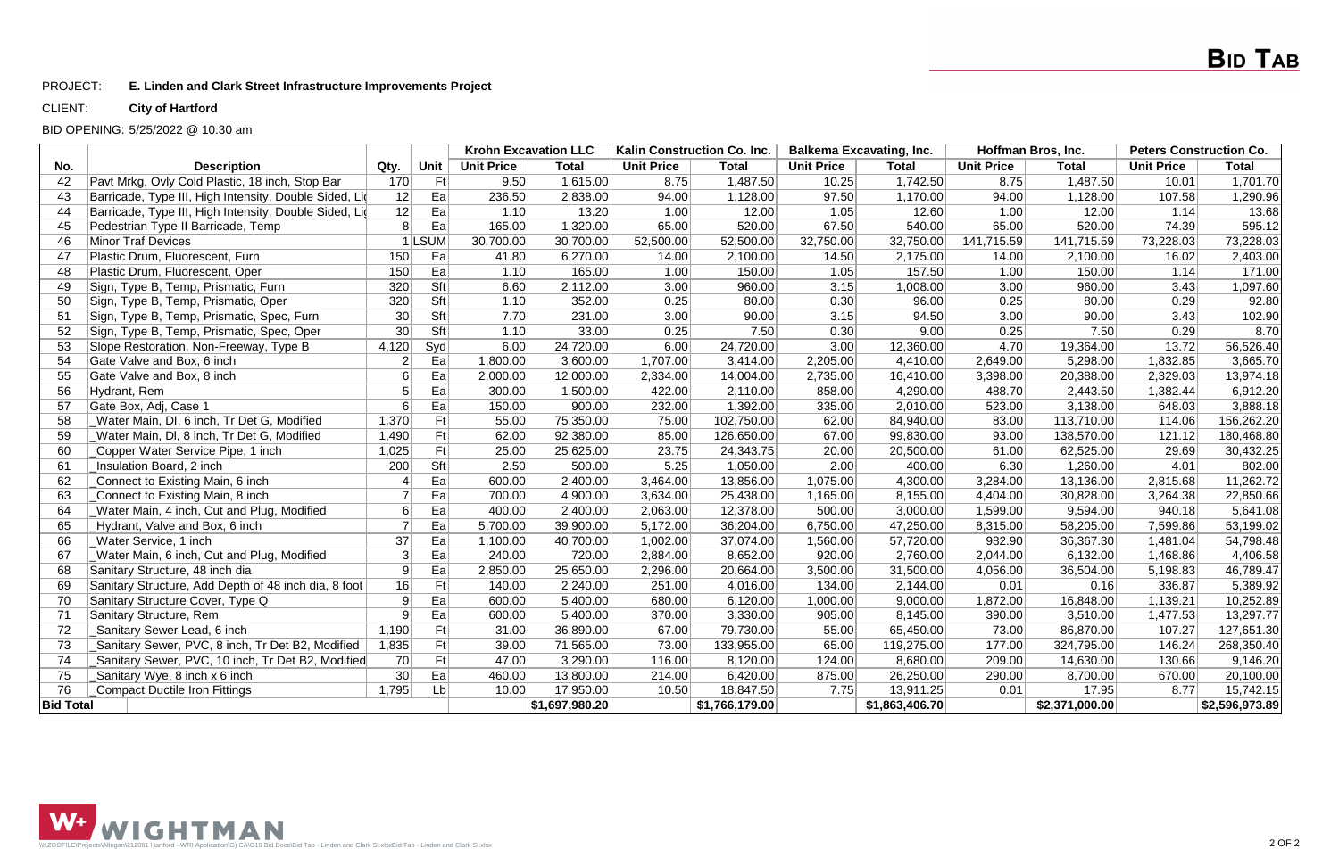# BID TAB

PROJECT: **E. Linden and Clark Street Infrastructure Improvements Project**

CLIENT: **City of Hartford**

BID OPENING: 5/25/2022 @ 10:30 am

| No. | Description | Qty. | Unit | Krohn Excavation LLC | | Kalin Construction Co. Inc. | | Balkema Excavating, Inc. | | Hoffman Bros, Inc. | | Peters Construction Co. | |
|---|---|---|---|---|---|---|---|---|---|---|---|---|---|
| | | | | Unit Price | Total | Unit Price | Total | Unit Price | Total | Unit Price | Total | Unit Price | Total |
| 42 | Pavt Mrkg, Ovly Cold Plastic, 18 inch, Stop Bar | 170 | Ft | 9.50 | 1,615.00 | 8.75 | 1,487.50 | 10.25 | 1,742.50 | 8.75 | 1,487.50 | 10.01 | 1,701.70 |
| 43 | Barricade, Type III, High Intensity, Double Sided, Li | 12 | Ea | 236.50 | 2,838.00 | 94.00 | 1,128.00 | 97.50 | 1,170.00 | 94.00 | 1,128.00 | 107.58 | 1,290.96 |
| 44 | Barricade, Type III, High Intensity, Double Sided, Li | 12 | Ea | 1.10 | 13.20 | 1.00 | 12.00 | 1.05 | 12.60 | 1.00 | 12.00 | 1.14 | 13.68 |
| 45 | Pedestrian Type II Barricade, Temp | 8 | Ea | 165.00 | 1,320.00 | 65.00 | 520.00 | 67.50 | 540.00 | 65.00 | 520.00 | 74.39 | 595.12 |
| 46 | Minor Traf Devices | 1 | LSUM | 30,700.00 | 30,700.00 | 52,500.00 | 52,500.00 | 32,750.00 | 32,750.00 | 141,715.59 | 141,715.59 | 73,228.03 | 73,228.03 |
| 47 | Plastic Drum, Fluorescent, Furn | 150 | Ea | 41.80 | 6,270.00 | 14.00 | 2,100.00 | 14.50 | 2,175.00 | 14.00 | 2,100.00 | 16.02 | 2,403.00 |
| 48 | Plastic Drum, Fluorescent, Oper | 150 | Ea | 1.10 | 165.00 | 1.00 | 150.00 | 1.05 | 157.50 | 1.00 | 150.00 | 1.14 | 171.00 |
| 49 | Sign, Type B, Temp, Prismatic, Furn | 320 | Sft | 6.60 | 2,112.00 | 3.00 | 960.00 | 3.15 | 1,008.00 | 3.00 | 960.00 | 3.43 | 1,097.60 |
| 50 | Sign, Type B, Temp, Prismatic, Oper | 320 | Sft | 1.10 | 352.00 | 0.25 | 80.00 | 0.30 | 96.00 | 0.25 | 80.00 | 0.29 | 92.80 |
| 51 | Sign, Type B, Temp, Prismatic, Spec, Furn | 30 | Sft | 7.70 | 231.00 | 3.00 | 90.00 | 3.15 | 94.50 | 3.00 | 90.00 | 3.43 | 102.90 |
| 52 | Sign, Type B, Temp, Prismatic, Spec, Oper | 30 | Sft | 1.10 | 33.00 | 0.25 | 7.50 | 0.30 | 9.00 | 0.25 | 7.50 | 0.29 | 8.70 |
| 53 | Slope Restoration, Non-Freeway, Type B | 4,120 | Syd | 6.00 | 24,720.00 | 6.00 | 24,720.00 | 3.00 | 12,360.00 | 4.70 | 19,364.00 | 13.72 | 56,526.40 |
| 54 | Gate Valve and Box, 6 inch | 2 | Ea | 1,800.00 | 3,600.00 | 1,707.00 | 3,414.00 | 2,205.00 | 4,410.00 | 2,649.00 | 5,298.00 | 1,832.85 | 3,665.70 |
| 55 | Gate Valve and Box, 8 inch | 6 | Ea | 2,000.00 | 12,000.00 | 2,334.00 | 14,004.00 | 2,735.00 | 16,410.00 | 3,398.00 | 20,388.00 | 2,329.03 | 13,974.18 |
| 56 | Hydrant, Rem | 5 | Ea | 300.00 | 1,500.00 | 422.00 | 2,110.00 | 858.00 | 4,290.00 | 488.70 | 2,443.50 | 1,382.44 | 6,912.20 |
| 57 | Gate Box, Adj, Case 1 | 6 | Ea | 150.00 | 900.00 | 232.00 | 1,392.00 | 335.00 | 2,010.00 | 523.00 | 3,138.00 | 648.03 | 3,888.18 |
| 58 | _Water Main, DI, 6 inch, Tr Det G, Modified | 1,370 | Ft | 55.00 | 75,350.00 | 75.00 | 102,750.00 | 62.00 | 84,940.00 | 83.00 | 113,710.00 | 114.06 | 156,262.20 |
| 59 | _Water Main, DI, 8 inch, Tr Det G, Modified | 1,490 | Ft | 62.00 | 92,380.00 | 85.00 | 126,650.00 | 67.00 | 99,830.00 | 93.00 | 138,570.00 | 121.12 | 180,468.80 |
| 60 | _Copper Water Service Pipe, 1 inch | 1,025 | Ft | 25.00 | 25,625.00 | 23.75 | 24,343.75 | 20.00 | 20,500.00 | 61.00 | 62,525.00 | 29.69 | 30,432.25 |
| 61 | _Insulation Board, 2 inch | 200 | Sft | 2.50 | 500.00 | 5.25 | 1,050.00 | 2.00 | 400.00 | 6.30 | 1,260.00 | 4.01 | 802.00 |
| 62 | _Connect to Existing Main, 6 inch | 4 | Ea | 600.00 | 2,400.00 | 3,464.00 | 13,856.00 | 1,075.00 | 4,300.00 | 3,284.00 | 13,136.00 | 2,815.68 | 11,262.72 |
| 63 | _Connect to Existing Main, 8 inch | 7 | Ea | 700.00 | 4,900.00 | 3,634.00 | 25,438.00 | 1,165.00 | 8,155.00 | 4,404.00 | 30,828.00 | 3,264.38 | 22,850.66 |
| 64 | _Water Main, 4 inch, Cut and Plug, Modified | 6 | Ea | 400.00 | 2,400.00 | 2,063.00 | 12,378.00 | 500.00 | 3,000.00 | 1,599.00 | 9,594.00 | 940.18 | 5,641.08 |
| 65 | _Hydrant, Valve and Box, 6 inch | 7 | Ea | 5,700.00 | 39,900.00 | 5,172.00 | 36,204.00 | 6,750.00 | 47,250.00 | 8,315.00 | 58,205.00 | 7,599.86 | 53,199.02 |
| 66 | _Water Service, 1 inch | 37 | Ea | 1,100.00 | 40,700.00 | 1,002.00 | 37,074.00 | 1,560.00 | 57,720.00 | 982.90 | 36,367.30 | 1,481.04 | 54,798.48 |
| 67 | _Water Main, 6 inch, Cut and Plug, Modified | 3 | Ea | 240.00 | 720.00 | 2,884.00 | 8,652.00 | 920.00 | 2,760.00 | 2,044.00 | 6,132.00 | 1,468.86 | 4,406.58 |
| 68 | Sanitary Structure, 48 inch dia | 9 | Ea | 2,850.00 | 25,650.00 | 2,296.00 | 20,664.00 | 3,500.00 | 31,500.00 | 4,056.00 | 36,504.00 | 5,198.83 | 46,789.47 |
| 69 | Sanitary Structure, Add Depth of 48 inch dia, 8 foot | 16 | Ft | 140.00 | 2,240.00 | 251.00 | 4,016.00 | 134.00 | 2,144.00 | 0.01 | 0.16 | 336.87 | 5,389.92 |
| 70 | Sanitary Structure Cover, Type Q | 9 | Ea | 600.00 | 5,400.00 | 680.00 | 6,120.00 | 1,000.00 | 9,000.00 | 1,872.00 | 16,848.00 | 1,139.21 | 10,252.89 |
| 71 | Sanitary Structure, Rem | 9 | Ea | 600.00 | 5,400.00 | 370.00 | 3,330.00 | 905.00 | 8,145.00 | 390.00 | 3,510.00 | 1,477.53 | 13,297.77 |
| 72 | _Sanitary Sewer Lead, 6 inch | 1,190 | Ft | 31.00 | 36,890.00 | 67.00 | 79,730.00 | 55.00 | 65,450.00 | 73.00 | 86,870.00 | 107.27 | 127,651.30 |
| 73 | _Sanitary Sewer, PVC, 8 inch, Tr Det B2, Modified | 1,835 | Ft | 39.00 | 71,565.00 | 73.00 | 133,955.00 | 65.00 | 119,275.00 | 177.00 | 324,795.00 | 146.24 | 268,350.40 |
| 74 | _Sanitary Sewer, PVC, 10 inch, Tr Det B2, Modified | 70 | Ft | 47.00 | 3,290.00 | 116.00 | 8,120.00 | 124.00 | 8,680.00 | 209.00 | 14,630.00 | 130.66 | 9,146.20 |
| 75 | _Sanitary Wye, 8 inch x 6 inch | 30 | Ea | 460.00 | 13,800.00 | 214.00 | 6,420.00 | 875.00 | 26,250.00 | 290.00 | 8,700.00 | 670.00 | 20,100.00 |
| 76 | _Compact Ductile Iron Fittings | 1,795 | Lb | 10.00 | 17,950.00 | 10.50 | 18,847.50 | 7.75 | 13,911.25 | 0.01 | 17.95 | 8.77 | 15,742.15 |
| **Bid Total** | | | | | **$1,697,980.20** | | **$1,766,179.00** | | **$1,863,406.70** | | **$2,371,000.00** | | **$2,596,973.89** |

WIGHTMAN

\\KZOOFILE\Projects\Allegan\212081 Hartford - WRI Application\G) CA\G10 Bid Docs\Bid Tab - Linden and Clark St.xlsxBid Tab - Linden and Clark St.xlsx